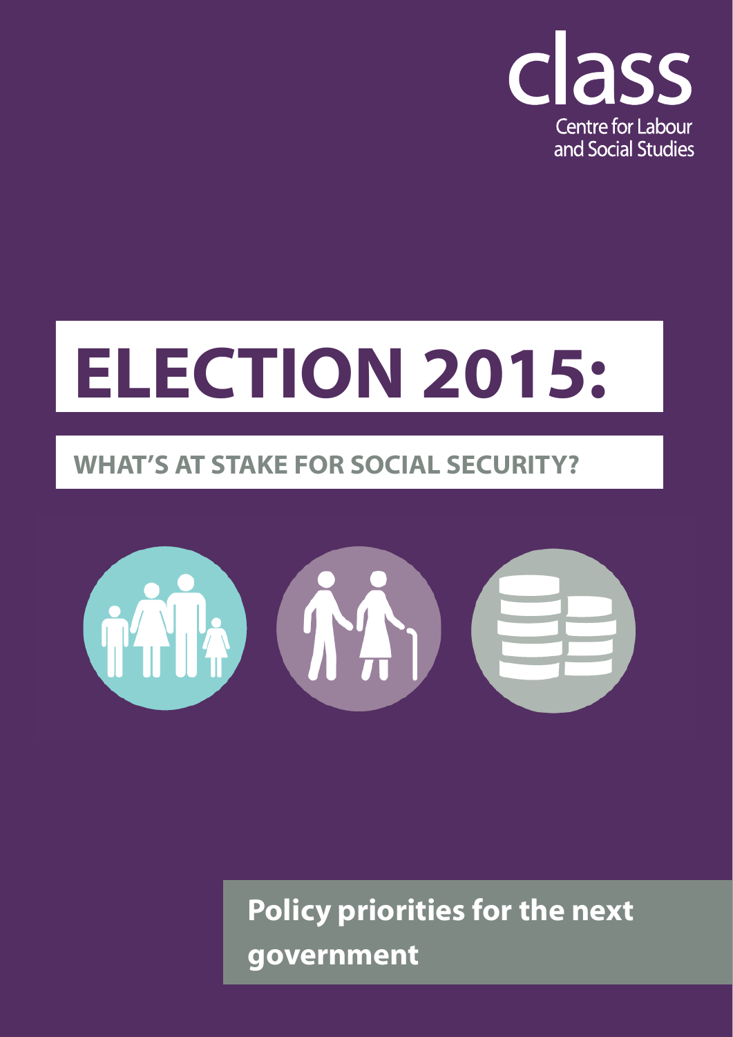class

Centre for Labour and Social Studies

# ELECTION 2015:

## WHAT'S AT STAKE FOR SOCIAL SECURITY?

**Policy priorities for the next government**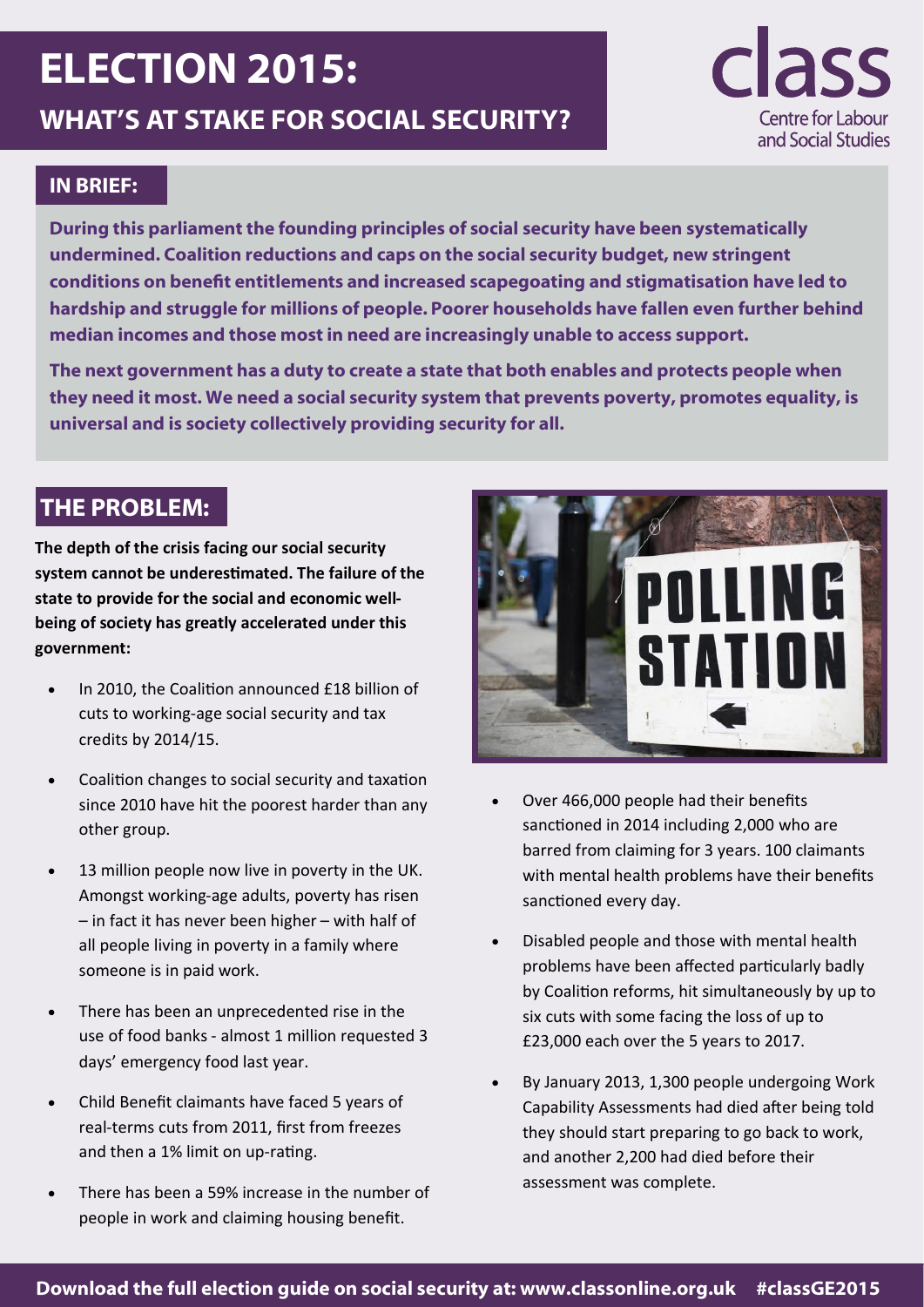# ELECTION 2015:

## WHAT'S AT STAKE FOR SOCIAL SECURITY?

class
Centre for Labour and Social Studies

### IN BRIEF:

**During this parliament the founding principles of social security have been systematically undermined. Coalition reductions and caps on the social security budget, new stringent conditions on benefit entitlements and increased scapegoating and stigmatisation have led to hardship and struggle for millions of people. Poorer households have fallen even further behind median incomes and those most in need are increasingly unable to access support.**

**The next government has a duty to create a state that both enables and protects people when they need it most. We need a social security system that prevents poverty, promotes equality, is universal and is society collectively providing security for all.**

### THE PROBLEM:

**The depth of the crisis facing our social security system cannot be underestimated. The failure of the state to provide for the social and economic well-being of society has greatly accelerated under this government:**

- In 2010, the Coalition announced £18 billion of cuts to working-age social security and tax credits by 2014/15.
- Coalition changes to social security and taxation since 2010 have hit the poorest harder than any other group.
- 13 million people now live in poverty in the UK. Amongst working-age adults, poverty has risen – in fact it has never been higher – with half of all people living in poverty in a family where someone is in paid work.
- There has been an unprecedented rise in the use of food banks - almost 1 million requested 3 days' emergency food last year.
- Child Benefit claimants have faced 5 years of real-terms cuts from 2011, first from freezes and then a 1% limit on up-rating.
- There has been a 59% increase in the number of people in work and claiming housing benefit.
- Over 466,000 people had their benefits sanctioned in 2014 including 2,000 who are barred from claiming for 3 years. 100 claimants with mental health problems have their benefits sanctioned every day.
- Disabled people and those with mental health problems have been affected particularly badly by Coalition reforms, hit simultaneously by up to six cuts with some facing the loss of up to £23,000 each over the 5 years to 2017.
- By January 2013, 1,300 people undergoing Work Capability Assessments had died after being told they should start preparing to go back to work, and another 2,200 had died before their assessment was complete.

**Download the full election guide on social security at: www.classonline.org.uk #classGE2015**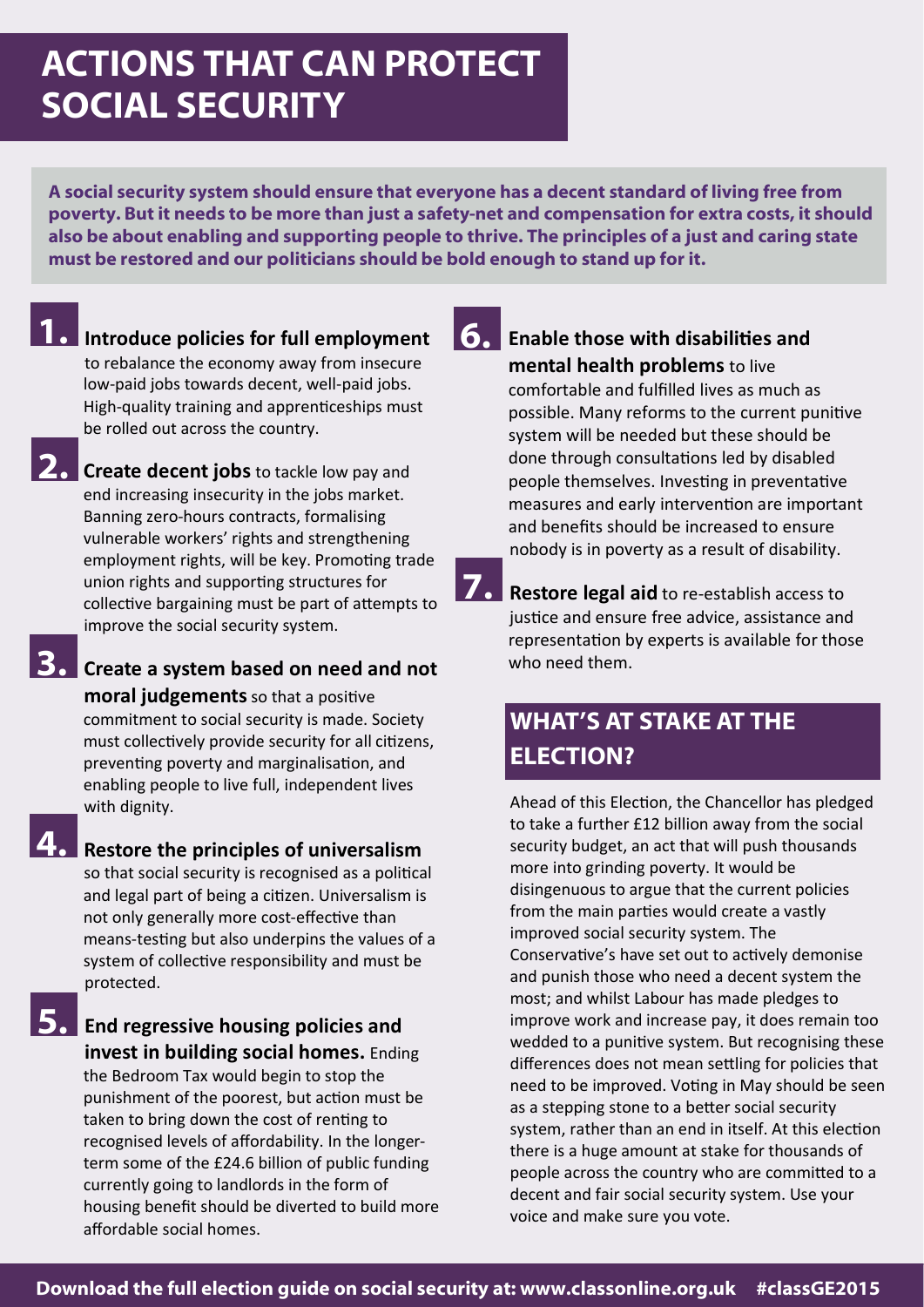# ACTIONS THAT CAN PROTECT SOCIAL SECURITY

**A social security system should ensure that everyone has a decent standard of living free from poverty. But it needs to be more than just a safety-net and compensation for extra costs, it should also be about enabling and supporting people to thrive. The principles of a just and caring state must be restored and our politicians should be bold enough to stand up for it.**

**1. Introduce policies for full employment** to rebalance the economy away from insecure low-paid jobs towards decent, well-paid jobs. High-quality training and apprenticeships must be rolled out across the country.

**2. Create decent jobs** to tackle low pay and end increasing insecurity in the jobs market. Banning zero-hours contracts, formalising vulnerable workers' rights and strengthening employment rights, will be key. Promoting trade union rights and supporting structures for collective bargaining must be part of attempts to improve the social security system.

**3. Create a system based on need and not moral judgements** so that a positive commitment to social security is made. Society must collectively provide security for all citizens, preventing poverty and marginalisation, and enabling people to live full, independent lives with dignity.

**4. Restore the principles of universalism** so that social security is recognised as a political and legal part of being a citizen. Universalism is not only generally more cost-effective than means-testing but also underpins the values of a system of collective responsibility and must be protected.

**5. End regressive housing policies and invest in building social homes.** Ending the Bedroom Tax would begin to stop the punishment of the poorest, but action must be taken to bring down the cost of renting to recognised levels of affordability. In the longer-term some of the £24.6 billion of public funding currently going to landlords in the form of housing benefit should be diverted to build more affordable social homes.

**6. Enable those with disabilities and mental health problems** to live comfortable and fulfilled lives as much as possible. Many reforms to the current punitive system will be needed but these should be done through consultations led by disabled people themselves. Investing in preventative measures and early intervention are important and benefits should be increased to ensure nobody is in poverty as a result of disability.

**7. Restore legal aid** to re-establish access to justice and ensure free advice, assistance and representation by experts is available for those who need them.

## WHAT'S AT STAKE AT THE ELECTION?

Ahead of this Election, the Chancellor has pledged to take a further £12 billion away from the social security budget, an act that will push thousands more into grinding poverty. It would be disingenuous to argue that the current policies from the main parties would create a vastly improved social security system. The Conservative's have set out to actively demonise and punish those who need a decent system the most; and whilst Labour has made pledges to improve work and increase pay, it does remain too wedded to a punitive system. But recognising these differences does not mean settling for policies that need to be improved. Voting in May should be seen as a stepping stone to a better social security system, rather than an end in itself. At this election there is a huge amount at stake for thousands of people across the country who are committed to a decent and fair social security system. Use your voice and make sure you vote.

**Download the full election guide on social security at: www.classonline.org.uk #classGE2015**